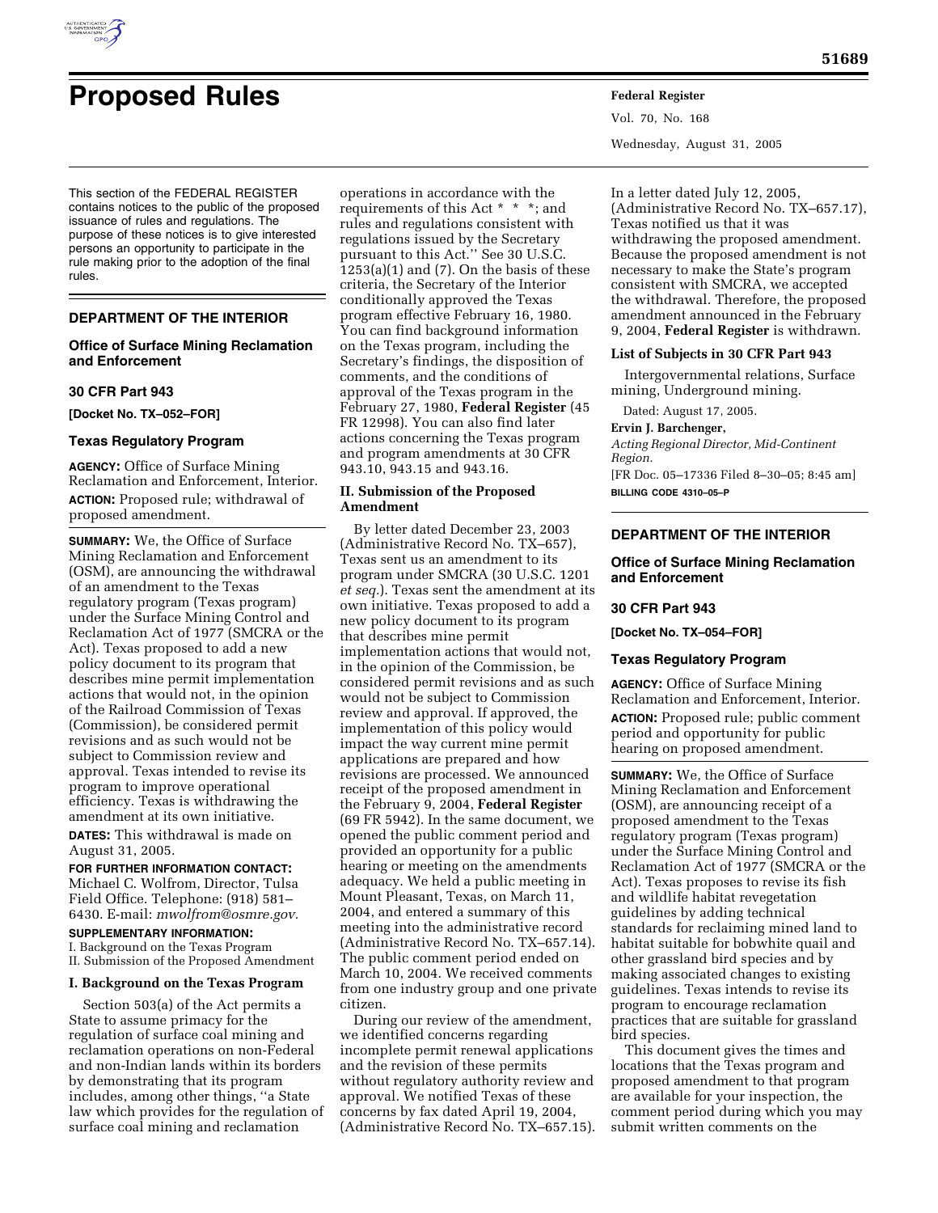# Proposed Rules

This section of the FEDERAL REGISTER contains notices to the public of the proposed issuance of rules and regulations. The purpose of these notices is to give interested persons an opportunity to participate in the rule making prior to the adoption of the final rules.

## DEPARTMENT OF THE INTERIOR

### Office of Surface Mining Reclamation and Enforcement

### 30 CFR Part 943

**[Docket No. TX–052–FOR]**

### Texas Regulatory Program

**AGENCY:** Office of Surface Mining Reclamation and Enforcement, Interior.

**ACTION:** Proposed rule; withdrawal of proposed amendment.

**SUMMARY:** We, the Office of Surface Mining Reclamation and Enforcement (OSM), are announcing the withdrawal of an amendment to the Texas regulatory program (Texas program) under the Surface Mining Control and Reclamation Act of 1977 (SMCRA or the Act). Texas proposed to add a new policy document to its program that describes mine permit implementation actions that would not, in the opinion of the Railroad Commission of Texas (Commission), be considered permit revisions and as such would not be subject to Commission review and approval. Texas intended to revise its program to improve operational efficiency. Texas is withdrawing the amendment at its own initiative.

**DATES:** This withdrawal is made on August 31, 2005.

**FOR FURTHER INFORMATION CONTACT:** Michael C. Wolfrom, Director, Tulsa Field Office. Telephone: (918) 581–6430. E-mail: *mwolfrom@osmre.gov.*

**SUPPLEMENTARY INFORMATION:**

I. Background on the Texas Program
II. Submission of the Proposed Amendment

#### I. Background on the Texas Program

Section 503(a) of the Act permits a State to assume primacy for the regulation of surface coal mining and reclamation operations on non-Federal and non-Indian lands within its borders by demonstrating that its program includes, among other things, ''a State law which provides for the regulation of surface coal mining and reclamation operations in accordance with the requirements of this Act * * *; and rules and regulations consistent with regulations issued by the Secretary pursuant to this Act.'' See 30 U.S.C. 1253(a)(1) and (7). On the basis of these criteria, the Secretary of the Interior conditionally approved the Texas program effective February 16, 1980. You can find background information on the Texas program, including the Secretary's findings, the disposition of comments, and the conditions of approval of the Texas program in the February 27, 1980, **Federal Register** (45 FR 12998). You can also find later actions concerning the Texas program and program amendments at 30 CFR 943.10, 943.15 and 943.16.

#### II. Submission of the Proposed Amendment

By letter dated December 23, 2003 (Administrative Record No. TX–657), Texas sent us an amendment to its program under SMCRA (30 U.S.C. 1201 *et seq.*). Texas sent the amendment at its own initiative. Texas proposed to add a new policy document to its program that describes mine permit implementation actions that would not, in the opinion of the Commission, be considered permit revisions and as such would not be subject to Commission review and approval. If approved, the implementation of this policy would impact the way current mine permit applications are prepared and how revisions are processed. We announced receipt of the proposed amendment in the February 9, 2004, **Federal Register** (69 FR 5942). In the same document, we opened the public comment period and provided an opportunity for a public hearing or meeting on the amendments adequacy. We held a public meeting in Mount Pleasant, Texas, on March 11, 2004, and entered a summary of this meeting into the administrative record (Administrative Record No. TX–657.14). The public comment period ended on March 10, 2004. We received comments from one industry group and one private citizen.

During our review of the amendment, we identified concerns regarding incomplete permit renewal applications and the revision of these permits without regulatory authority review and approval. We notified Texas of these concerns by fax dated April 19, 2004, (Administrative Record No. TX–657.15). In a letter dated July 12, 2005, (Administrative Record No. TX–657.17), Texas notified us that it was withdrawing the proposed amendment. Because the proposed amendment is not necessary to make the State's program consistent with SMCRA, we accepted the withdrawal. Therefore, the proposed amendment announced in the February 9, 2004, **Federal Register** is withdrawn.

#### List of Subjects in 30 CFR Part 943

Intergovernmental relations, Surface mining, Underground mining.

Dated: August 17, 2005.

**Ervin J. Barchenger,**

*Acting Regional Director, Mid-Continent Region.*

[FR Doc. 05–17336 Filed 8–30–05; 8:45 am]

**BILLING CODE 4310–05–P**

## DEPARTMENT OF THE INTERIOR

### Office of Surface Mining Reclamation and Enforcement

### 30 CFR Part 943

**[Docket No. TX–054–FOR]**

### Texas Regulatory Program

**AGENCY:** Office of Surface Mining Reclamation and Enforcement, Interior.

**ACTION:** Proposed rule; public comment period and opportunity for public hearing on proposed amendment.

**SUMMARY:** We, the Office of Surface Mining Reclamation and Enforcement (OSM), are announcing receipt of a proposed amendment to the Texas regulatory program (Texas program) under the Surface Mining Control and Reclamation Act of 1977 (SMCRA or the Act). Texas proposes to revise its fish and wildlife habitat revegetation guidelines by adding technical standards for reclaiming mined land to habitat suitable for bobwhite quail and other grassland bird species and by making associated changes to existing guidelines. Texas intends to revise its program to encourage reclamation practices that are suitable for grassland bird species.

This document gives the times and locations that the Texas program and proposed amendment to that program are available for your inspection, the comment period during which you may submit written comments on the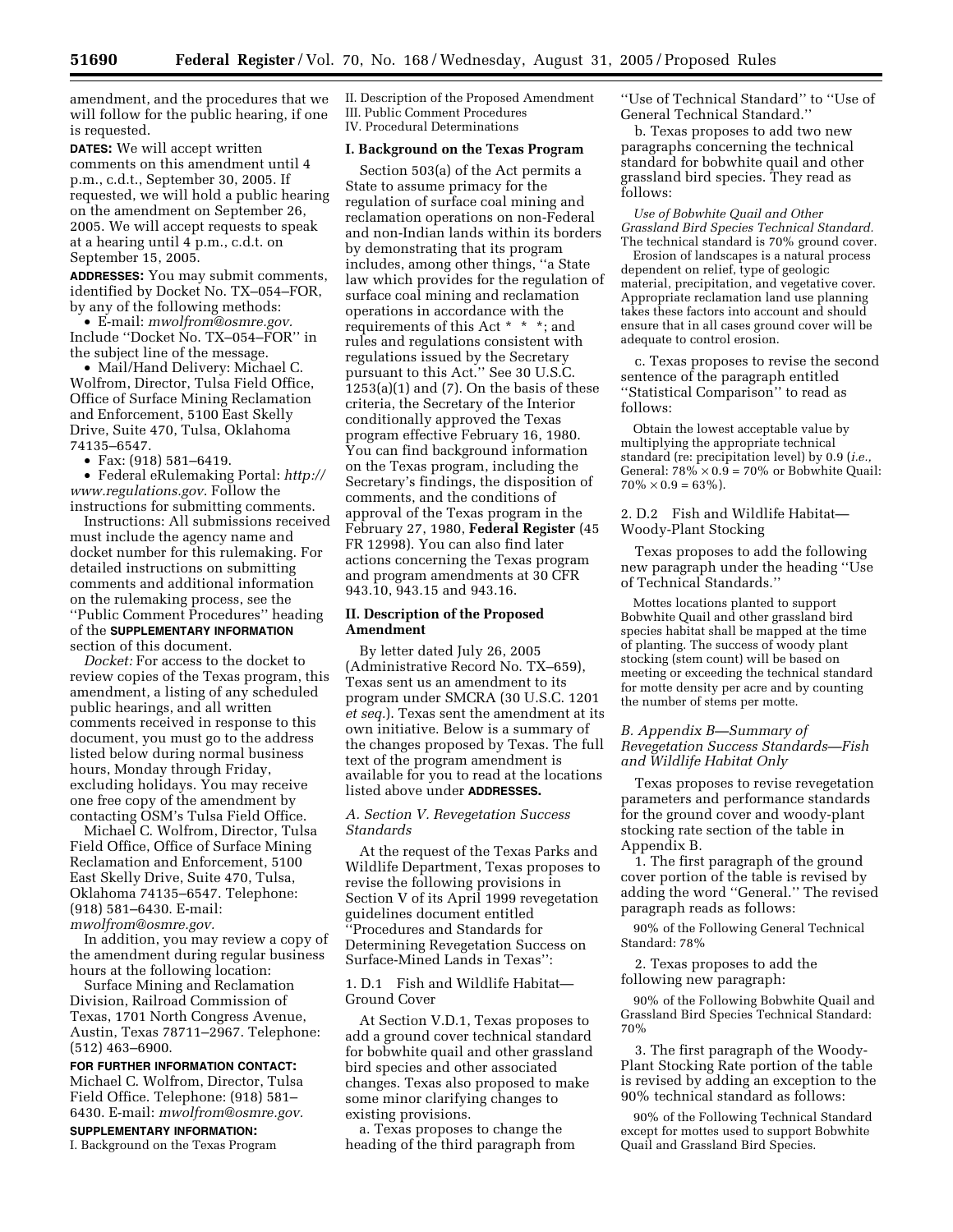amendment, and the procedures that we will follow for the public hearing, if one is requested.

**DATES:** We will accept written comments on this amendment until 4 p.m., c.d.t., September 30, 2005. If requested, we will hold a public hearing on the amendment on September 26, 2005. We will accept requests to speak at a hearing until 4 p.m., c.d.t. on September 15, 2005.

**ADDRESSES:** You may submit comments, identified by Docket No. TX–054–FOR, by any of the following methods:

- E-mail: *mwolfrom@osmre.gov*. Include "Docket No. TX–054–FOR" in the subject line of the message.
- Mail/Hand Delivery: Michael C. Wolfrom, Director, Tulsa Field Office, Office of Surface Mining Reclamation and Enforcement, 5100 East Skelly Drive, Suite 470, Tulsa, Oklahoma 74135–6547.
- Fax: (918) 581–6419.
- Federal eRulemaking Portal: *http://www.regulations.gov*. Follow the instructions for submitting comments.

Instructions: All submissions received must include the agency name and docket number for this rulemaking. For detailed instructions on submitting comments and additional information on the rulemaking process, see the "Public Comment Procedures" heading of the **SUPPLEMENTARY INFORMATION** section of this document.

*Docket:* For access to the docket to review copies of the Texas program, this amendment, a listing of any scheduled public hearings, and all written comments received in response to this document, you must go to the address listed below during normal business hours, Monday through Friday, excluding holidays. You may receive one free copy of the amendment by contacting OSM's Tulsa Field Office.

Michael C. Wolfrom, Director, Tulsa Field Office, Office of Surface Mining Reclamation and Enforcement, 5100 East Skelly Drive, Suite 470, Tulsa, Oklahoma 74135–6547. Telephone: (918) 581–6430. E-mail: *mwolfrom@osmre.gov*.

In addition, you may review a copy of the amendment during regular business hours at the following location:

Surface Mining and Reclamation Division, Railroad Commission of Texas, 1701 North Congress Avenue, Austin, Texas 78711–2967. Telephone: (512) 463–6900.

**FOR FURTHER INFORMATION CONTACT:** Michael C. Wolfrom, Director, Tulsa Field Office. Telephone: (918) 581–6430. E-mail: *mwolfrom@osmre.gov.*

**SUPPLEMENTARY INFORMATION:**

I. Background on the Texas Program
II. Description of the Proposed Amendment
III. Public Comment Procedures
IV. Procedural Determinations

## I. Background on the Texas Program

Section 503(a) of the Act permits a State to assume primacy for the regulation of surface coal mining and reclamation operations on non-Federal and non-Indian lands within its borders by demonstrating that its program includes, among other things, "a State law which provides for the regulation of surface coal mining and reclamation operations in accordance with the requirements of this Act * * *; and rules and regulations consistent with regulations issued by the Secretary pursuant to this Act." See 30 U.S.C. 1253(a)(1) and (7). On the basis of these criteria, the Secretary of the Interior conditionally approved the Texas program effective February 16, 1980. You can find background information on the Texas program, including the Secretary's findings, the disposition of comments, and the conditions of approval of the Texas program in the February 27, 1980, **Federal Register** (45 FR 12998). You can also find later actions concerning the Texas program and program amendments at 30 CFR 943.10, 943.15 and 943.16.

## II. Description of the Proposed Amendment

By letter dated July 26, 2005 (Administrative Record No. TX–659), Texas sent us an amendment to its program under SMCRA (30 U.S.C. 1201 *et seq.*). Texas sent the amendment at its own initiative. Below is a summary of the changes proposed by Texas. The full text of the program amendment is available for you to read at the locations listed above under **ADDRESSES.**

### *A. Section V. Revegetation Success Standards*

At the request of the Texas Parks and Wildlife Department, Texas proposes to revise the following provisions in Section V of its April 1999 revegetation guidelines document entitled "Procedures and Standards for Determining Revegetation Success on Surface-Mined Lands in Texas":

1. D.1 Fish and Wildlife Habitat—Ground Cover

At Section V.D.1, Texas proposes to add a ground cover technical standard for bobwhite quail and other grassland bird species and other associated changes. Texas also proposed to make some minor clarifying changes to existing provisions.

a. Texas proposes to change the heading of the third paragraph from "Use of Technical Standard" to "Use of General Technical Standard."

b. Texas proposes to add two new paragraphs concerning the technical standard for bobwhite quail and other grassland bird species. They read as follows:

*Use of Bobwhite Quail and Other Grassland Bird Species Technical Standard.* The technical standard is 70% ground cover.

Erosion of landscapes is a natural process dependent on relief, type of geologic material, precipitation, and vegetative cover. Appropriate reclamation land use planning takes these factors into account and should ensure that in all cases ground cover will be adequate to control erosion.

c. Texas proposes to revise the second sentence of the paragraph entitled "Statistical Comparison" to read as follows:

Obtain the lowest acceptable value by multiplying the appropriate technical standard (re: precipitation level) by 0.9 (*i.e.,* General: $78\% \times 0.9 = 70\%$ or Bobwhite Quail: $70\% \times 0.9 = 63\%$).

2. D.2 Fish and Wildlife Habitat—Woody-Plant Stocking

Texas proposes to add the following new paragraph under the heading "Use of Technical Standards."

Mottes locations planted to support Bobwhite Quail and other grassland bird species habitat shall be mapped at the time of planting. The success of woody plant stocking (stem count) will be based on meeting or exceeding the technical standard for motte density per acre and by counting the number of stems per motte.

### *B. Appendix B—Summary of Revegetation Success Standards—Fish and Wildlife Habitat Only*

Texas proposes to revise revegetation parameters and performance standards for the ground cover and woody-plant stocking rate section of the table in Appendix B.

1. The first paragraph of the ground cover portion of the table is revised by adding the word "General." The revised paragraph reads as follows:

90% of the Following General Technical Standard: 78%

2. Texas proposes to add the following new paragraph:

90% of the Following Bobwhite Quail and Grassland Bird Species Technical Standard: 70%

3. The first paragraph of the Woody-Plant Stocking Rate portion of the table is revised by adding an exception to the 90% technical standard as follows:

90% of the Following Technical Standard except for mottes used to support Bobwhite Quail and Grassland Bird Species.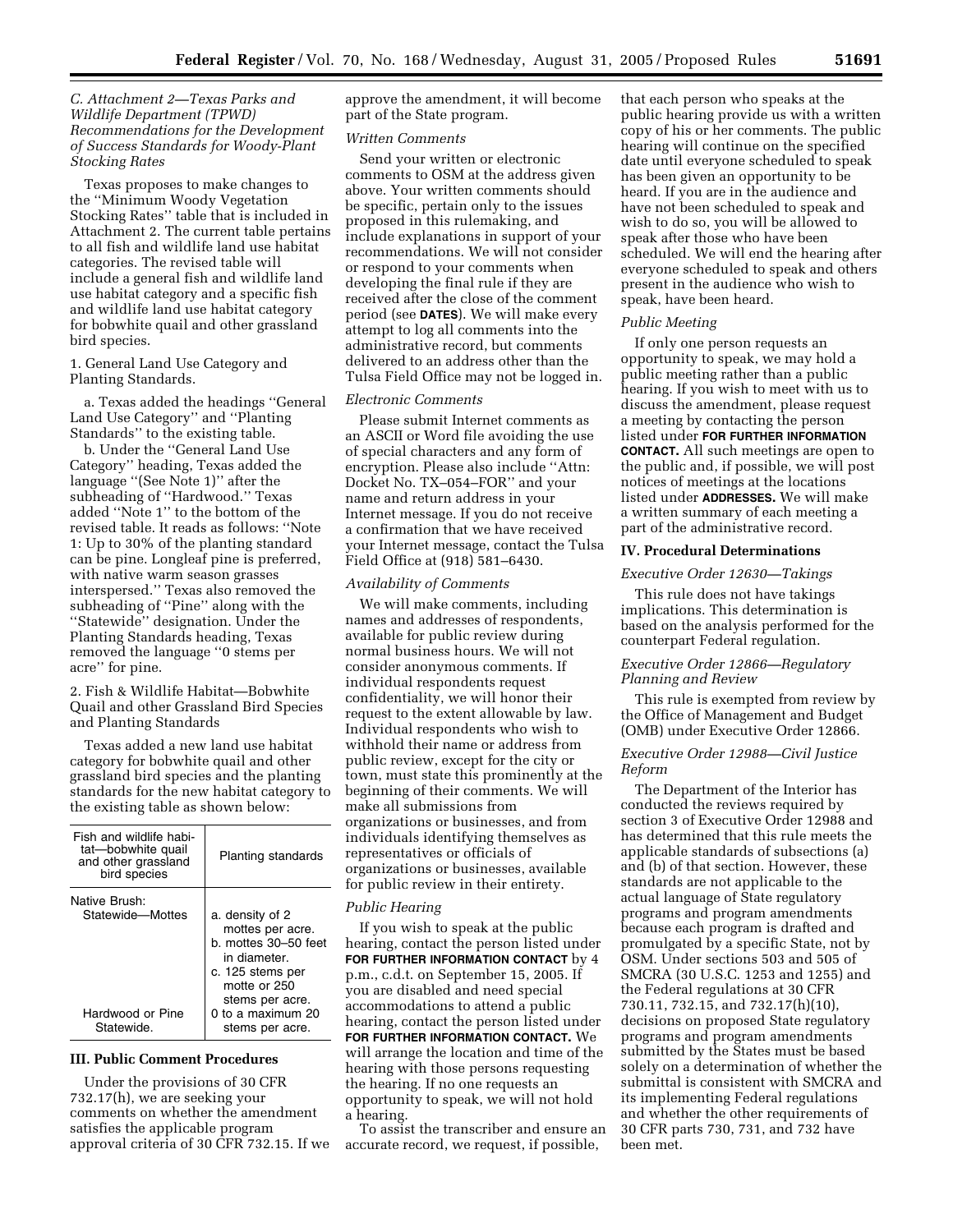*C. Attachment 2—Texas Parks and Wildlife Department (TPWD) Recommendations for the Development of Success Standards for Woody-Plant Stocking Rates*

Texas proposes to make changes to the ''Minimum Woody Vegetation Stocking Rates'' table that is included in Attachment 2. The current table pertains to all fish and wildlife land use habitat categories. The revised table will include a general fish and wildlife land use habitat category and a specific fish and wildlife land use habitat category for bobwhite quail and other grassland bird species.

1. General Land Use Category and Planting Standards.

a. Texas added the headings ''General Land Use Category'' and ''Planting Standards'' to the existing table.

b. Under the ''General Land Use Category'' heading, Texas added the language ''(See Note 1)'' after the subheading of ''Hardwood.'' Texas added ''Note 1'' to the bottom of the revised table. It reads as follows: ''Note 1: Up to 30% of the planting standard can be pine. Longleaf pine is preferred, with native warm season grasses interspersed.'' Texas also removed the subheading of ''Pine'' along with the ''Statewide'' designation. Under the Planting Standards heading, Texas removed the language ''0 stems per acre'' for pine.

2. Fish & Wildlife Habitat—Bobwhite Quail and other Grassland Bird Species and Planting Standards

Texas added a new land use habitat category for bobwhite quail and other grassland bird species and the planting standards for the new habitat category to the existing table as shown below:

| Fish and wildlife habitat—bobwhite quail and other grassland bird species | Planting standards |
|---|---|
| Native Brush: Statewide—Mottes | a. density of 2 mottes per acre. b. mottes 30–50 feet in diameter. c. 125 stems per motte or 250 stems per acre. |
| Hardwood or Pine Statewide. | 0 to a maximum 20 stems per acre. |

### III. Public Comment Procedures

Under the provisions of 30 CFR 732.17(h), we are seeking your comments on whether the amendment satisfies the applicable program approval criteria of 30 CFR 732.15. If we approve the amendment, it will become part of the State program.

*Written Comments*

Send your written or electronic comments to OSM at the address given above. Your written comments should be specific, pertain only to the issues proposed in this rulemaking, and include explanations in support of your recommendations. We will not consider or respond to your comments when developing the final rule if they are received after the close of the comment period (see **DATES**). We will make every attempt to log all comments into the administrative record, but comments delivered to an address other than the Tulsa Field Office may not be logged in.

*Electronic Comments*

Please submit Internet comments as an ASCII or Word file avoiding the use of special characters and any form of encryption. Please also include ''Attn: Docket No. TX–054–FOR'' and your name and return address in your Internet message. If you do not receive a confirmation that we have received your Internet message, contact the Tulsa Field Office at (918) 581–6430.

*Availability of Comments*

We will make comments, including names and addresses of respondents, available for public review during normal business hours. We will not consider anonymous comments. If individual respondents request confidentiality, we will honor their request to the extent allowable by law. Individual respondents who wish to withhold their name or address from public review, except for the city or town, must state this prominently at the beginning of their comments. We will make all submissions from organizations or businesses, and from individuals identifying themselves as representatives or officials of organizations or businesses, available for public review in their entirety.

*Public Hearing*

If you wish to speak at the public hearing, contact the person listed under **FOR FURTHER INFORMATION CONTACT** by 4 p.m., c.d.t. on September 15, 2005. If you are disabled and need special accommodations to attend a public hearing, contact the person listed under **FOR FURTHER INFORMATION CONTACT.** We will arrange the location and time of the hearing with those persons requesting the hearing. If no one requests an opportunity to speak, we will not hold a hearing.

To assist the transcriber and ensure an accurate record, we request, if possible, that each person who speaks at the public hearing provide us with a written copy of his or her comments. The public hearing will continue on the specified date until everyone scheduled to speak has been given an opportunity to be heard. If you are in the audience and have not been scheduled to speak and wish to do so, you will be allowed to speak after those who have been scheduled. We will end the hearing after everyone scheduled to speak and others present in the audience who wish to speak, have been heard.

*Public Meeting*

If only one person requests an opportunity to speak, we may hold a public meeting rather than a public hearing. If you wish to meet with us to discuss the amendment, please request a meeting by contacting the person listed under **FOR FURTHER INFORMATION CONTACT.** All such meetings are open to the public and, if possible, we will post notices of meetings at the locations listed under **ADDRESSES.** We will make a written summary of each meeting a part of the administrative record.

### IV. Procedural Determinations

*Executive Order 12630—Takings*

This rule does not have takings implications. This determination is based on the analysis performed for the counterpart Federal regulation.

*Executive Order 12866—Regulatory Planning and Review*

This rule is exempted from review by the Office of Management and Budget (OMB) under Executive Order 12866.

*Executive Order 12988—Civil Justice Reform*

The Department of the Interior has conducted the reviews required by section 3 of Executive Order 12988 and has determined that this rule meets the applicable standards of subsections (a) and (b) of that section. However, these standards are not applicable to the actual language of State regulatory programs and program amendments because each program is drafted and promulgated by a specific State, not by OSM. Under sections 503 and 505 of SMCRA (30 U.S.C. 1253 and 1255) and the Federal regulations at 30 CFR 730.11, 732.15, and 732.17(h)(10), decisions on proposed State regulatory programs and program amendments submitted by the States must be based solely on a determination of whether the submittal is consistent with SMCRA and its implementing Federal regulations and whether the other requirements of 30 CFR parts 730, 731, and 732 have been met.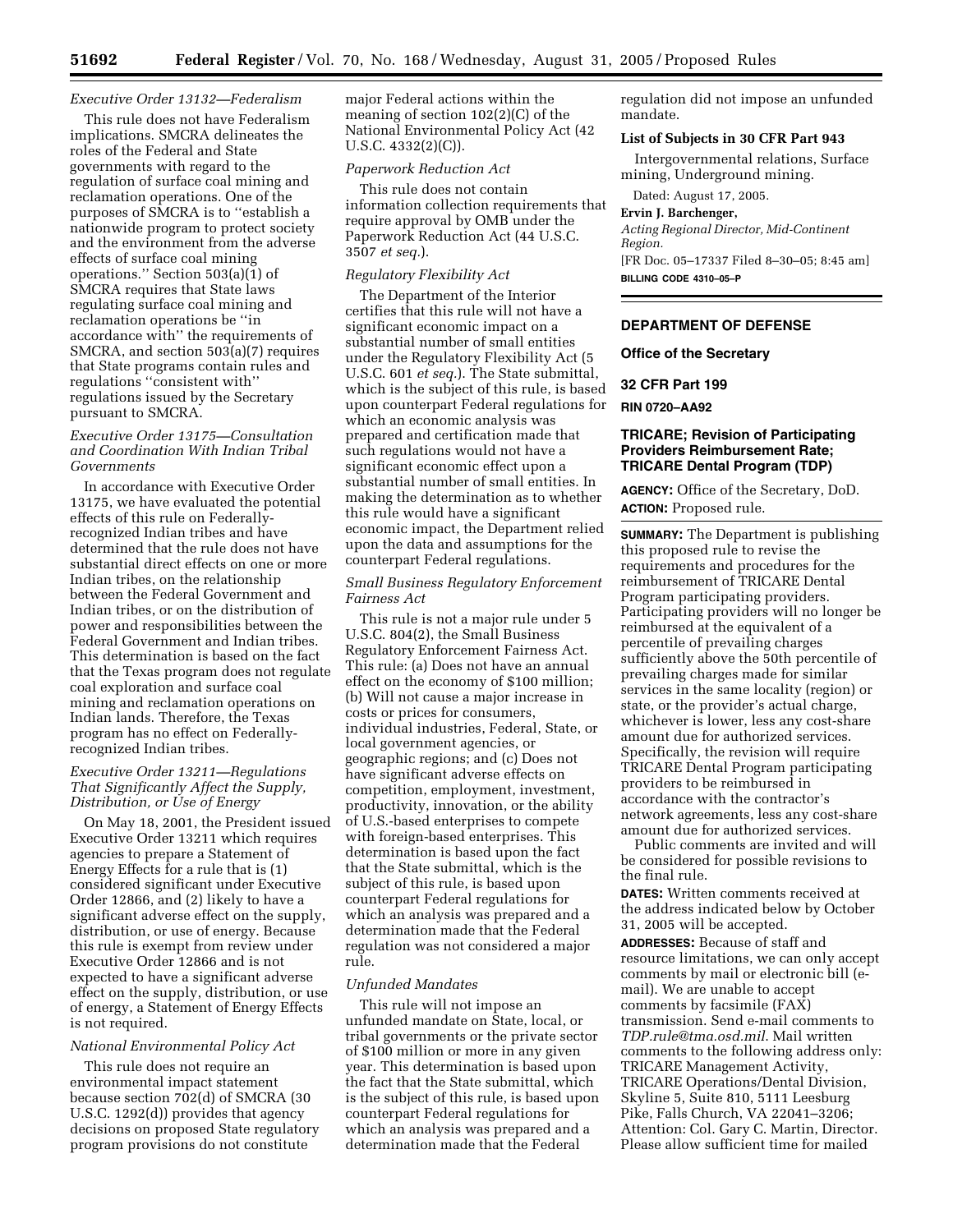*Executive Order 13132—Federalism*

This rule does not have Federalism implications. SMCRA delineates the roles of the Federal and State governments with regard to the regulation of surface coal mining and reclamation operations. One of the purposes of SMCRA is to ''establish a nationwide program to protect society and the environment from the adverse effects of surface coal mining operations.'' Section 503(a)(1) of SMCRA requires that State laws regulating surface coal mining and reclamation operations be ''in accordance with'' the requirements of SMCRA, and section 503(a)(7) requires that State programs contain rules and regulations ''consistent with'' regulations issued by the Secretary pursuant to SMCRA.

*Executive Order 13175—Consultation and Coordination With Indian Tribal Governments*

In accordance with Executive Order 13175, we have evaluated the potential effects of this rule on Federally-recognized Indian tribes and have determined that the rule does not have substantial direct effects on one or more Indian tribes, on the relationship between the Federal Government and Indian tribes, or on the distribution of power and responsibilities between the Federal Government and Indian tribes. This determination is based on the fact that the Texas program does not regulate coal exploration and surface coal mining and reclamation operations on Indian lands. Therefore, the Texas program has no effect on Federally-recognized Indian tribes.

*Executive Order 13211—Regulations That Significantly Affect the Supply, Distribution, or Use of Energy*

On May 18, 2001, the President issued Executive Order 13211 which requires agencies to prepare a Statement of Energy Effects for a rule that is (1) considered significant under Executive Order 12866, and (2) likely to have a significant adverse effect on the supply, distribution, or use of energy. Because this rule is exempt from review under Executive Order 12866 and is not expected to have a significant adverse effect on the supply, distribution, or use of energy, a Statement of Energy Effects is not required.

*National Environmental Policy Act*

This rule does not require an environmental impact statement because section 702(d) of SMCRA (30 U.S.C. 1292(d)) provides that agency decisions on proposed State regulatory program provisions do not constitute major Federal actions within the meaning of section 102(2)(C) of the National Environmental Policy Act (42 U.S.C. 4332(2)(C)).

*Paperwork Reduction Act*

This rule does not contain information collection requirements that require approval by OMB under the Paperwork Reduction Act (44 U.S.C. 3507 *et seq.*).

*Regulatory Flexibility Act*

The Department of the Interior certifies that this rule will not have a significant economic impact on a substantial number of small entities under the Regulatory Flexibility Act (5 U.S.C. 601 *et seq.*). The State submittal, which is the subject of this rule, is based upon counterpart Federal regulations for which an economic analysis was prepared and certification made that such regulations would not have a significant economic effect upon a substantial number of small entities. In making the determination as to whether this rule would have a significant economic impact, the Department relied upon the data and assumptions for the counterpart Federal regulations.

*Small Business Regulatory Enforcement Fairness Act*

This rule is not a major rule under 5 U.S.C. 804(2), the Small Business Regulatory Enforcement Fairness Act. This rule: (a) Does not have an annual effect on the economy of $100 million; (b) Will not cause a major increase in costs or prices for consumers, individual industries, Federal, State, or local government agencies, or geographic regions; and (c) Does not have significant adverse effects on competition, employment, investment, productivity, innovation, or the ability of U.S.-based enterprises to compete with foreign-based enterprises. This determination is based upon the fact that the State submittal, which is the subject of this rule, is based upon counterpart Federal regulations for which an analysis was prepared and a determination made that the Federal regulation was not considered a major rule.

*Unfunded Mandates*

This rule will not impose an unfunded mandate on State, local, or tribal governments or the private sector of $100 million or more in any given year. This determination is based upon the fact that the State submittal, which is the subject of this rule, is based upon counterpart Federal regulations for which an analysis was prepared and a determination made that the Federal regulation did not impose an unfunded mandate.

**List of Subjects in 30 CFR Part 943**

Intergovernmental relations, Surface mining, Underground mining.

Dated: August 17, 2005.

**Ervin J. Barchenger,**

*Acting Regional Director, Mid-Continent Region.*

[FR Doc. 05–17337 Filed 8–30–05; 8:45 am]

**BILLING CODE 4310–05–P**

---

**DEPARTMENT OF DEFENSE**

**Office of the Secretary**

**32 CFR Part 199**

**RIN 0720–AA92**

## TRICARE; Revision of Participating Providers Reimbursement Rate; TRICARE Dental Program (TDP)

**AGENCY:** Office of the Secretary, DoD.

**ACTION:** Proposed rule.

**SUMMARY:** The Department is publishing this proposed rule to revise the requirements and procedures for the reimbursement of TRICARE Dental Program participating providers. Participating providers will no longer be reimbursed at the equivalent of a percentile of prevailing charges sufficiently above the 50th percentile of prevailing charges made for similar services in the same locality (region) or state, or the provider's actual charge, whichever is lower, less any cost-share amount due for authorized services. Specifically, the revision will require TRICARE Dental Program participating providers to be reimbursed in accordance with the contractor's network agreements, less any cost-share amount due for authorized services.

Public comments are invited and will be considered for possible revisions to the final rule.

**DATES:** Written comments received at the address indicated below by October 31, 2005 will be accepted.

**ADDRESSES:** Because of staff and resource limitations, we can only accept comments by mail or electronic bill (e-mail). We are unable to accept comments by facsimile (FAX) transmission. Send e-mail comments to *TDP.rule@tma.osd.mil*. Mail written comments to the following address only: TRICARE Management Activity, TRICARE Operations/Dental Division, Skyline 5, Suite 810, 5111 Leesburg Pike, Falls Church, VA 22041–3206; Attention: Col. Gary C. Martin, Director. Please allow sufficient time for mailed